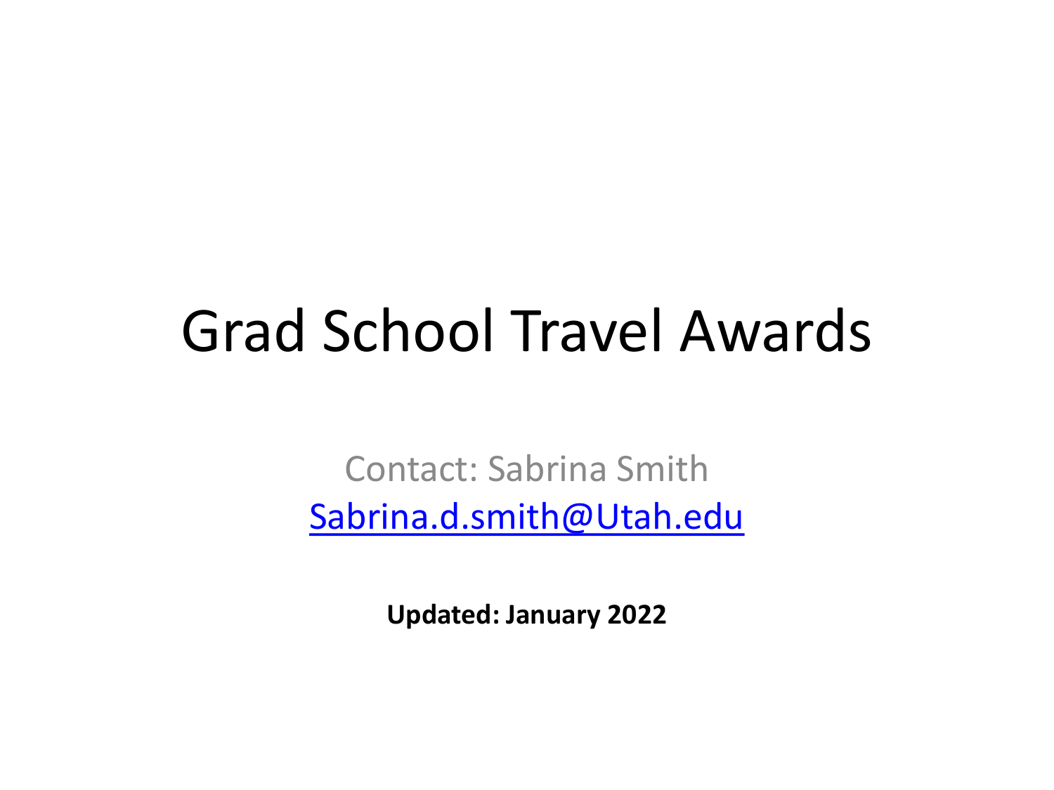# Grad School Travel Awards

Contact: Sabrina Smith

[Sabrina.d.smith@Utah.edu](mailto:Sabrina.d.smith@Utah.edu)

**Updated: January 2022**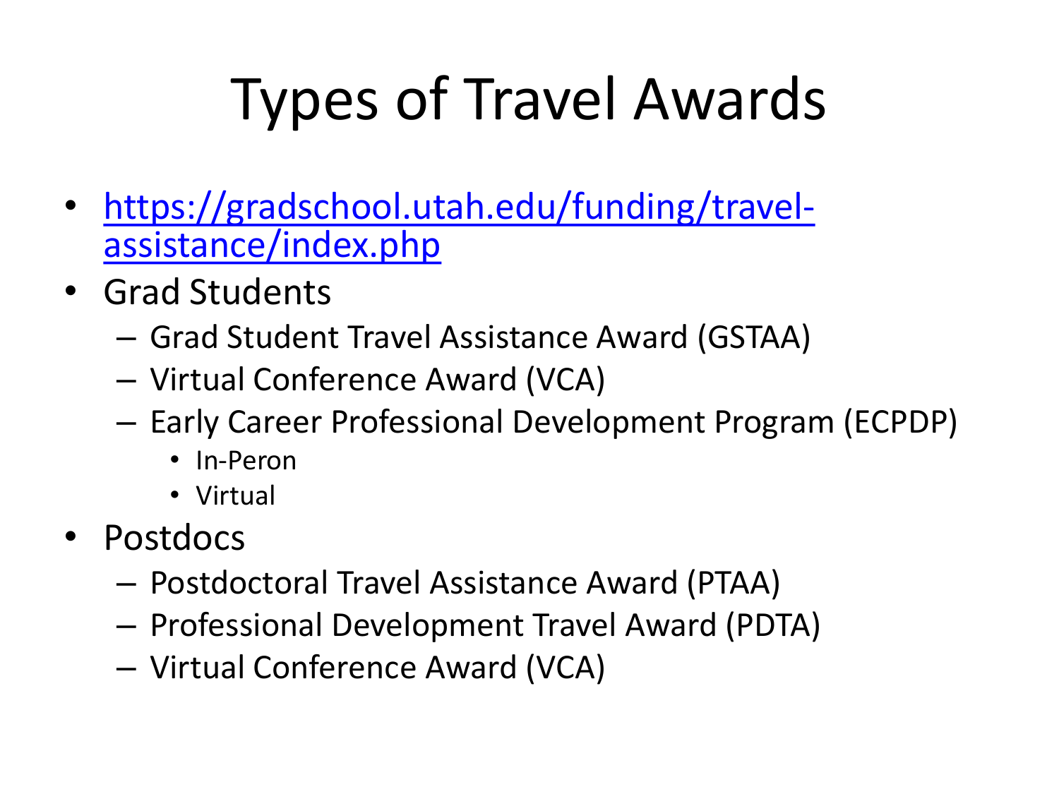# Types of Travel Awards

- https://gradschool.utah.edu/funding/travel-assistance/index.php
- Grad Students
  - Grad Student Travel Assistance Award (GSTAA)
  - Virtual Conference Award (VCA)
  - Early Career Professional Development Program (ECPDP)
    - In-Peron
    - Virtual
- Postdocs
  - Postdoctoral Travel Assistance Award (PTAA)
  - Professional Development Travel Award (PDTA)
  - Virtual Conference Award (VCA)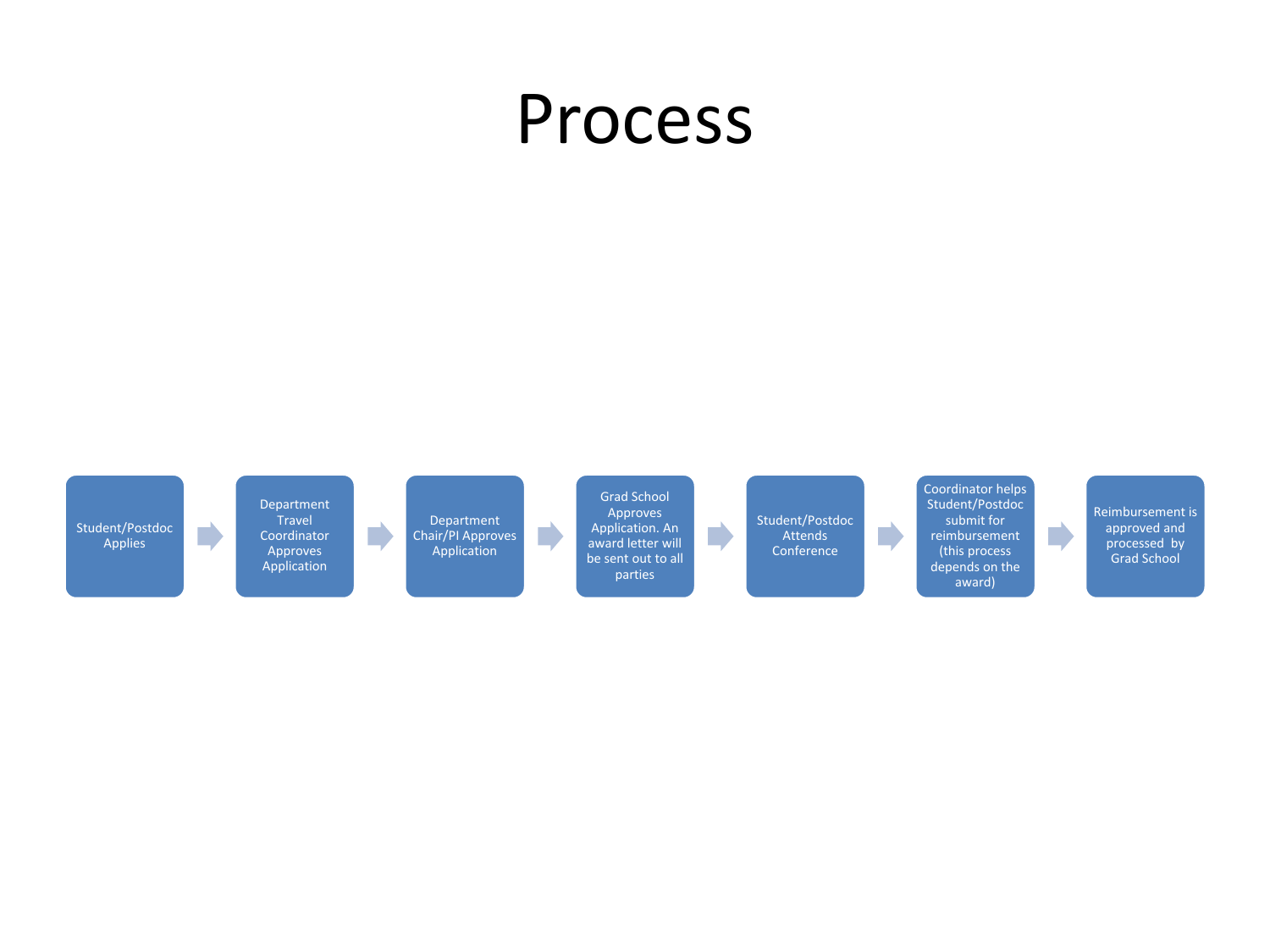# Process

1. Student/Postdoc Applies
2. Department Travel Coordinator Approves Application
3. Department Chair/PI Approves Application
4. Grad School Approves Application. An award letter will be sent out to all parties
5. Student/Postdoc Attends Conference
6. Coordinator helps Student/Postdoc submit for reimbursement (this process depends on the award)
7. Reimbursement is approved and processed by Grad School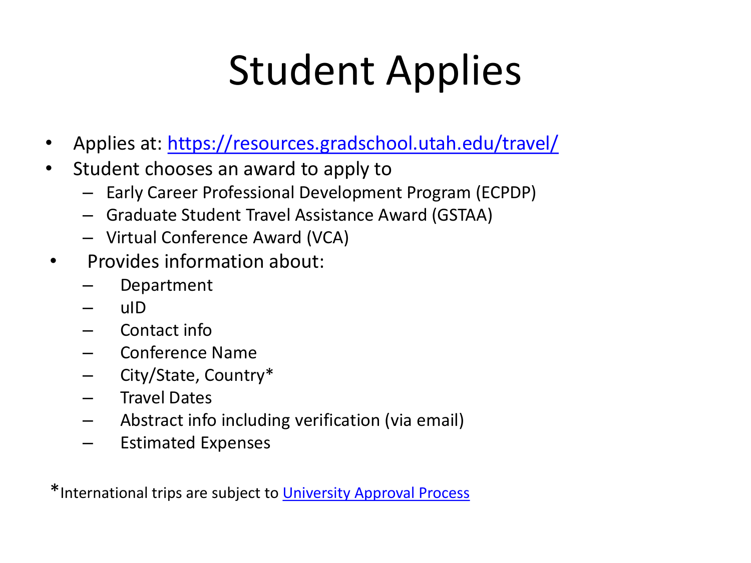# Student Applies

- Applies at: [https://resources.gradschool.utah.edu/travel/](https://resources.gradschool.utah.edu/travel/)
- Student chooses an award to apply to
  - Early Career Professional Development Program (ECPDP)
  - Graduate Student Travel Assistance Award (GSTAA)
  - Virtual Conference Award (VCA)
- Provides information about:
  - Department
  - uID
  - Contact info
  - Conference Name
  - City/State, Country*
  - Travel Dates
  - Abstract info including verification (via email)
  - Estimated Expenses

*International trips are subject to University Approval Process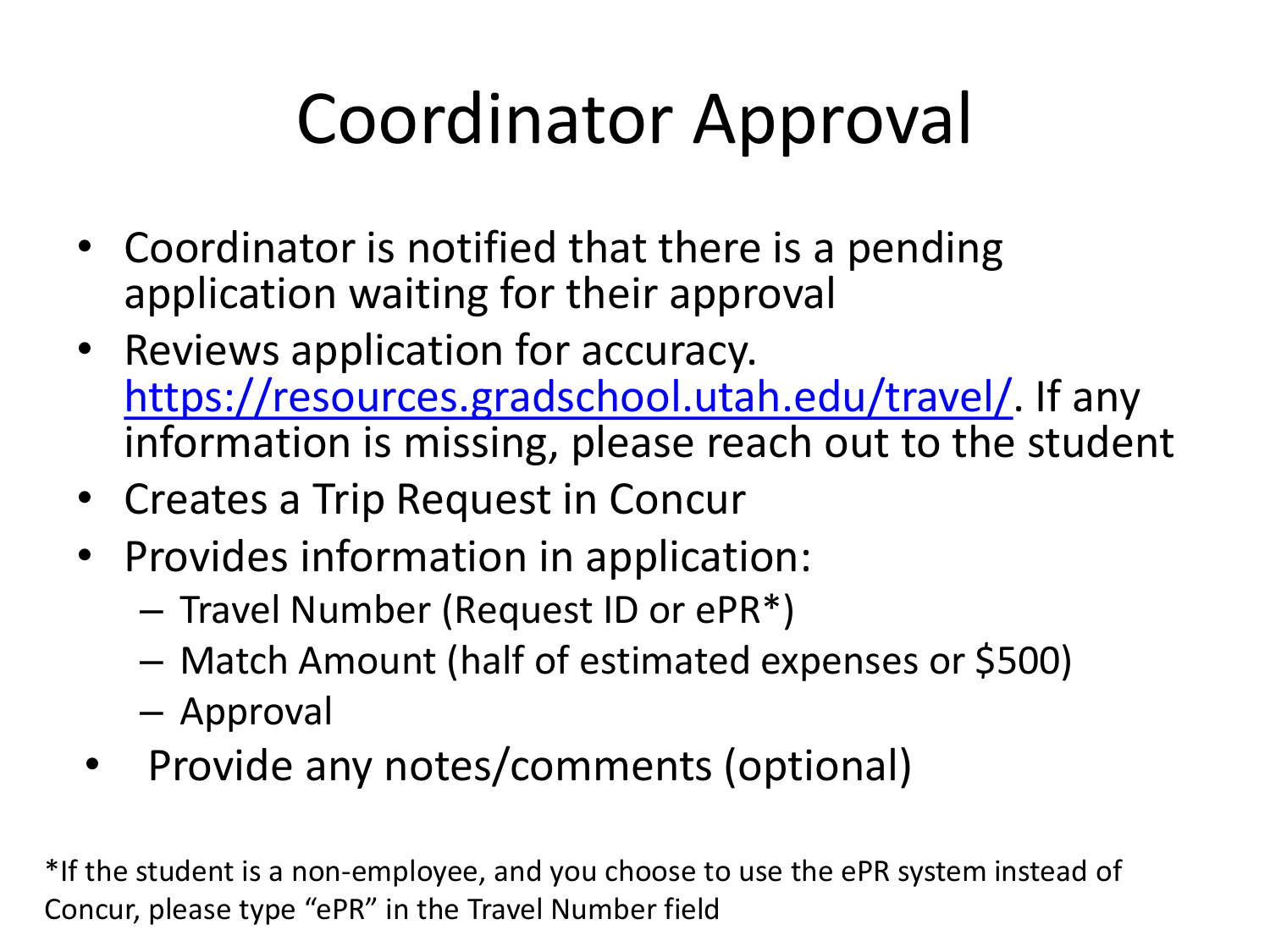# Coordinator Approval

- Coordinator is notified that there is a pending application waiting for their approval
- Reviews application for accuracy. [https://resources.gradschool.utah.edu/travel/](https://resources.gradschool.utah.edu/travel/). If any information is missing, please reach out to the student
- Creates a Trip Request in Concur
- Provides information in application:
  - Travel Number (Request ID or ePR*)
  - Match Amount (half of estimated expenses or $500)
  - Approval
- Provide any notes/comments (optional)

*If the student is a non-employee, and you choose to use the ePR system instead of Concur, please type "ePR" in the Travel Number field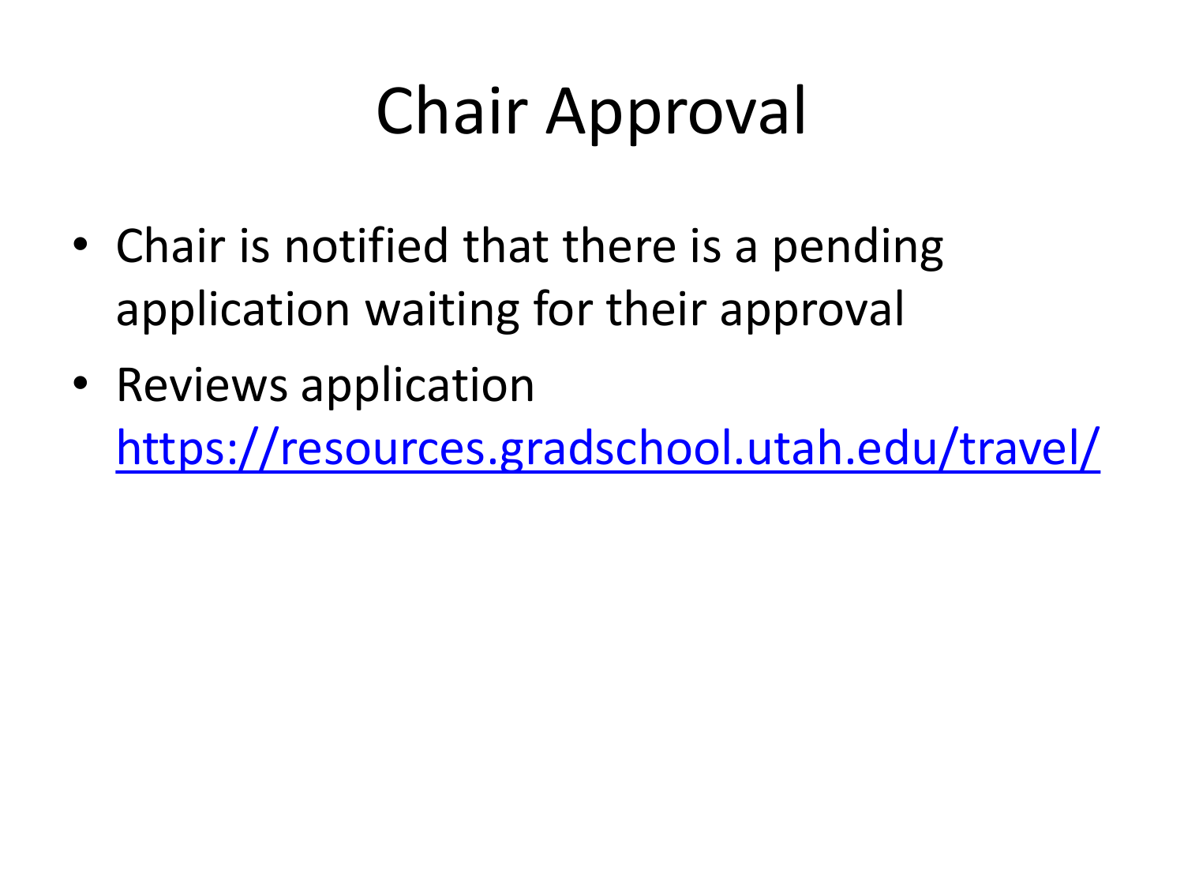# Chair Approval

- Chair is notified that there is a pending application waiting for their approval
- Reviews application https://resources.gradschool.utah.edu/travel/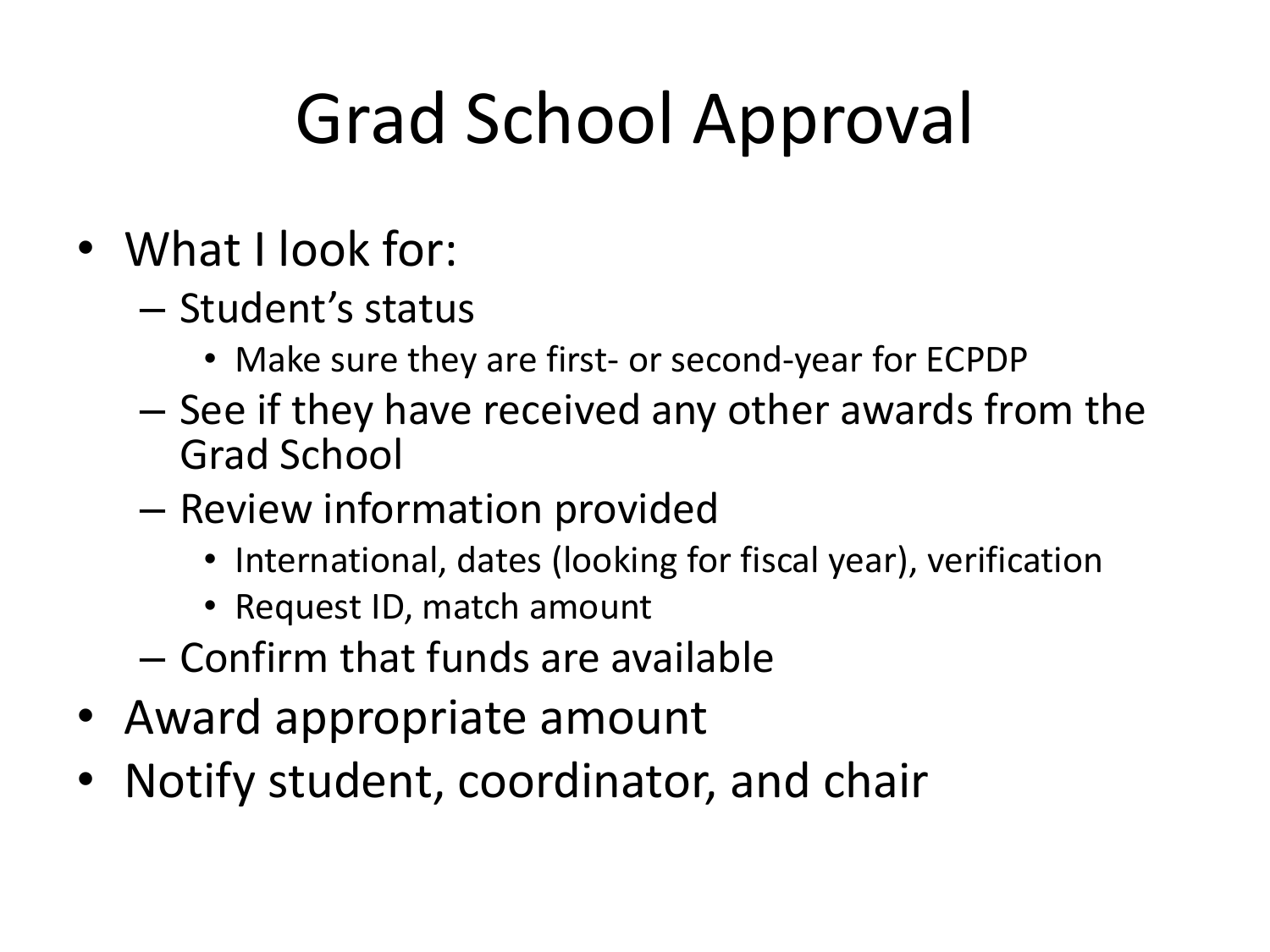# Grad School Approval

- What I look for:
  - Student's status
    - Make sure they are first- or second-year for ECPDP
  - See if they have received any other awards from the Grad School
  - Review information provided
    - International, dates (looking for fiscal year), verification
    - Request ID, match amount
  - Confirm that funds are available
- Award appropriate amount
- Notify student, coordinator, and chair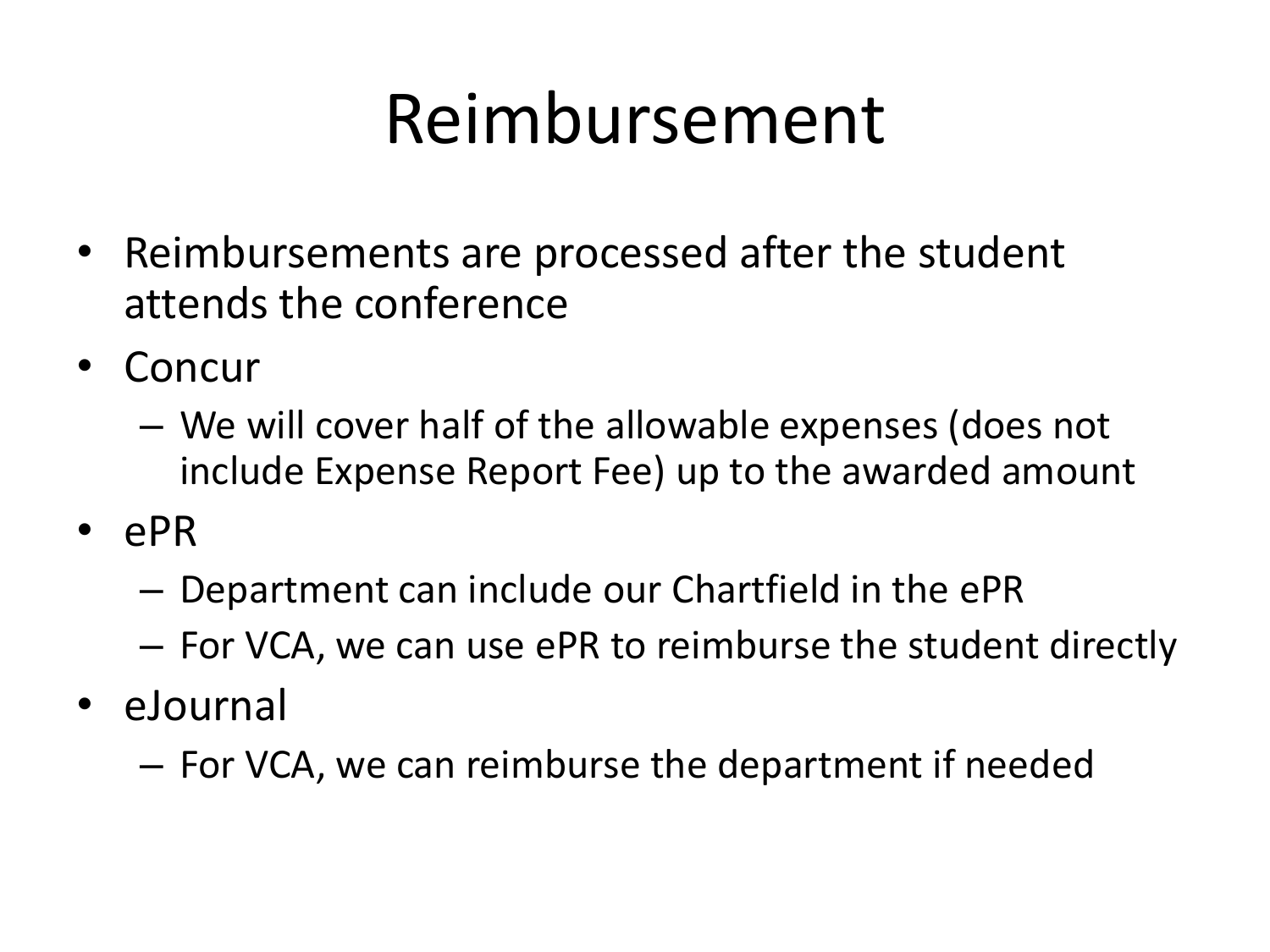# Reimbursement

- Reimbursements are processed after the student attends the conference
- Concur
  - We will cover half of the allowable expenses (does not include Expense Report Fee) up to the awarded amount
- ePR
  - Department can include our Chartfield in the ePR
  - For VCA, we can use ePR to reimburse the student directly
- eJournal
  - For VCA, we can reimburse the department if needed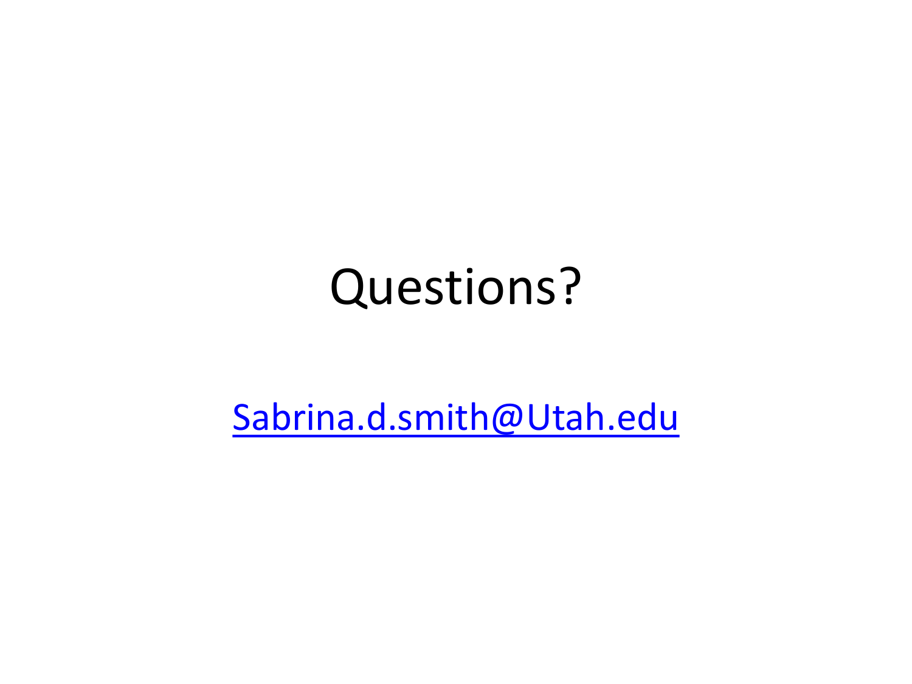# Questions?

Sabrina.d.smith@Utah.edu